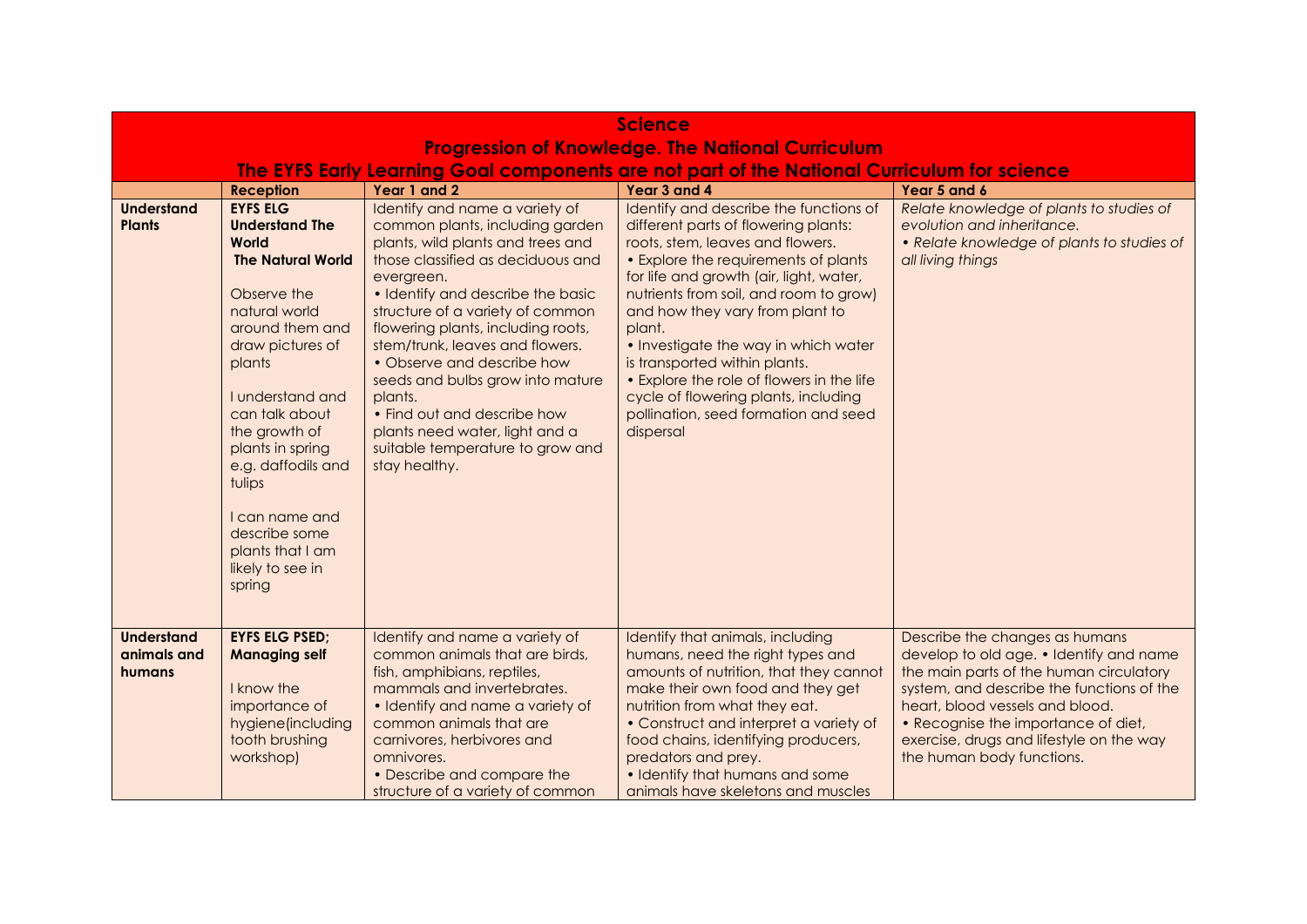# Science

## Progression of Knowledge. The National Curriculum

### The EYFS Early Learning Goal components are not part of the National Curriculum for science

| | Reception | Year 1 and 2 | Year 3 and 4 | Year 5 and 6 |
|---|---|---|---|---|
| **Understand Plants** | **EYFS ELG Understand The World** **The Natural World**<br><br>Observe the natural world around them and draw pictures of plants<br><br>I understand and can talk about the growth of plants in spring e.g. daffodils and tulips<br><br>I can name and describe some plants that I am likely to see in spring | Identify and name a variety of common plants, including garden plants, wild plants and trees and those classified as deciduous and evergreen.<br>• Identify and describe the basic structure of a variety of common flowering plants, including roots, stem/trunk, leaves and flowers.<br>• Observe and describe how seeds and bulbs grow into mature plants.<br>• Find out and describe how plants need water, light and a suitable temperature to grow and stay healthy. | Identify and describe the functions of different parts of flowering plants: roots, stem, leaves and flowers.<br>• Explore the requirements of plants for life and growth (air, light, water, nutrients from soil, and room to grow) and how they vary from plant to plant.<br>• Investigate the way in which water is transported within plants.<br>• Explore the role of flowers in the life cycle of flowering plants, including pollination, seed formation and seed dispersal | *Relate knowledge of plants to studies of evolution and inheritance.*<br>*• Relate knowledge of plants to studies of all living things* |
| **Understand animals and humans** | **EYFS ELG PSED; Managing self**<br><br>I know the importance of hygiene(including tooth brushing workshop) | Identify and name a variety of common animals that are birds, fish, amphibians, reptiles, mammals and invertebrates.<br>• Identify and name a variety of common animals that are carnivores, herbivores and omnivores.<br>• Describe and compare the structure of a variety of common | Identify that animals, including humans, need the right types and amounts of nutrition, that they cannot make their own food and they get nutrition from what they eat.<br>• Construct and interpret a variety of food chains, identifying producers, predators and prey.<br>• Identify that humans and some animals have skeletons and muscles | Describe the changes as humans develop to old age. • Identify and name the main parts of the human circulatory system, and describe the functions of the heart, blood vessels and blood.<br>• Recognise the importance of diet, exercise, drugs and lifestyle on the way the human body functions. |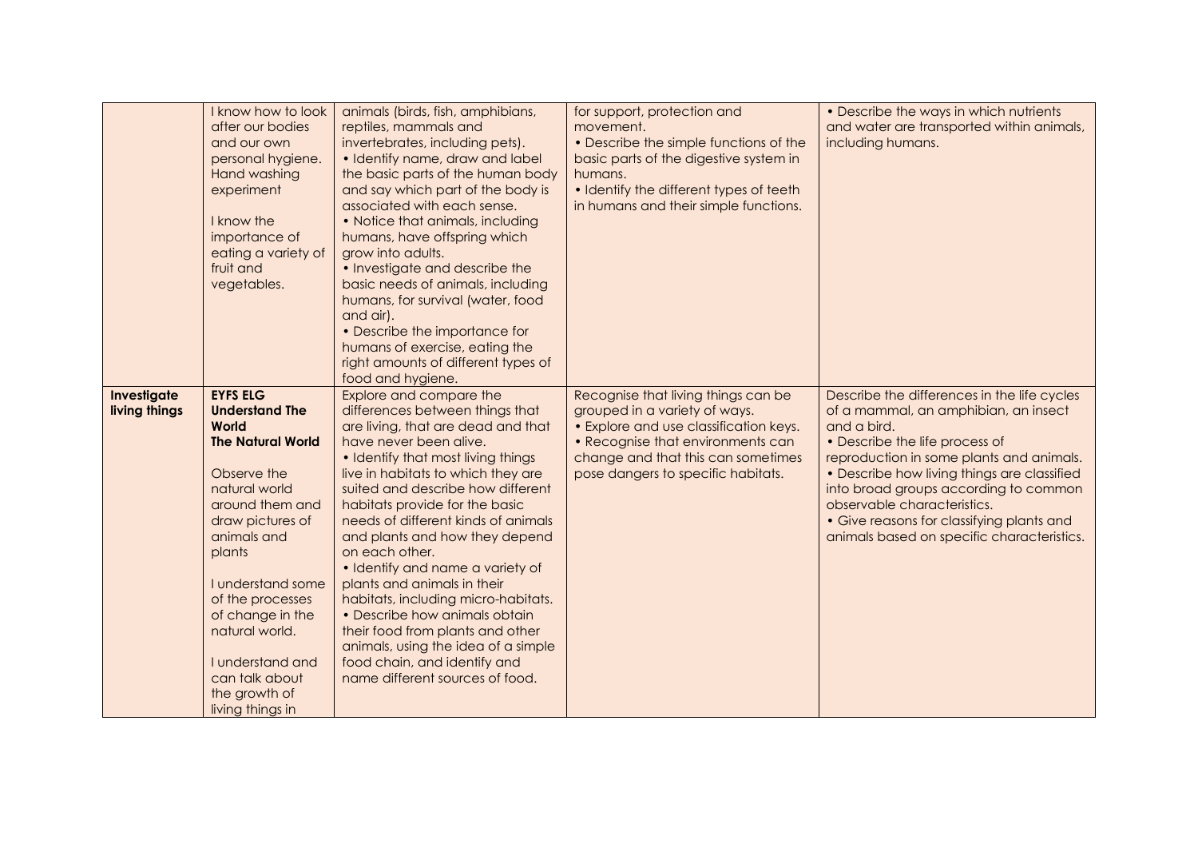| | | | | |
|---|---|---|---|---|
| | I know how to look after our bodies and our own personal hygiene. Hand washing experiment<br><br>I know the importance of eating a variety of fruit and vegetables. | animals (birds, fish, amphibians, reptiles, mammals and invertebrates, including pets).<br>• Identify name, draw and label the basic parts of the human body and say which part of the body is associated with each sense.<br>• Notice that animals, including humans, have offspring which grow into adults.<br>• Investigate and describe the basic needs of animals, including humans, for survival (water, food and air).<br>• Describe the importance for humans of exercise, eating the right amounts of different types of food and hygiene. | for support, protection and movement.<br>• Describe the simple functions of the basic parts of the digestive system in humans.<br>• Identify the different types of teeth in humans and their simple functions. | • Describe the ways in which nutrients and water are transported within animals, including humans. |
| **Investigate living things** | **EYFS ELG**<br>**Understand The World**<br>**The Natural World**<br><br>Observe the natural world around them and draw pictures of animals and plants<br><br>I understand some of the processes of change in the natural world.<br><br>I understand and can talk about the growth of living things in | Explore and compare the differences between things that are living, that are dead and that have never been alive.<br>• Identify that most living things live in habitats to which they are suited and describe how different habitats provide for the basic needs of different kinds of animals and plants and how they depend on each other.<br>• Identify and name a variety of plants and animals in their habitats, including micro-habitats.<br>• Describe how animals obtain their food from plants and other animals, using the idea of a simple food chain, and identify and name different sources of food. | Recognise that living things can be grouped in a variety of ways.<br>• Explore and use classification keys.<br>• Recognise that environments can change and that this can sometimes pose dangers to specific habitats. | Describe the differences in the life cycles of a mammal, an amphibian, an insect and a bird.<br>• Describe the life process of reproduction in some plants and animals.<br>• Describe how living things are classified into broad groups according to common observable characteristics.<br>• Give reasons for classifying plants and animals based on specific characteristics. |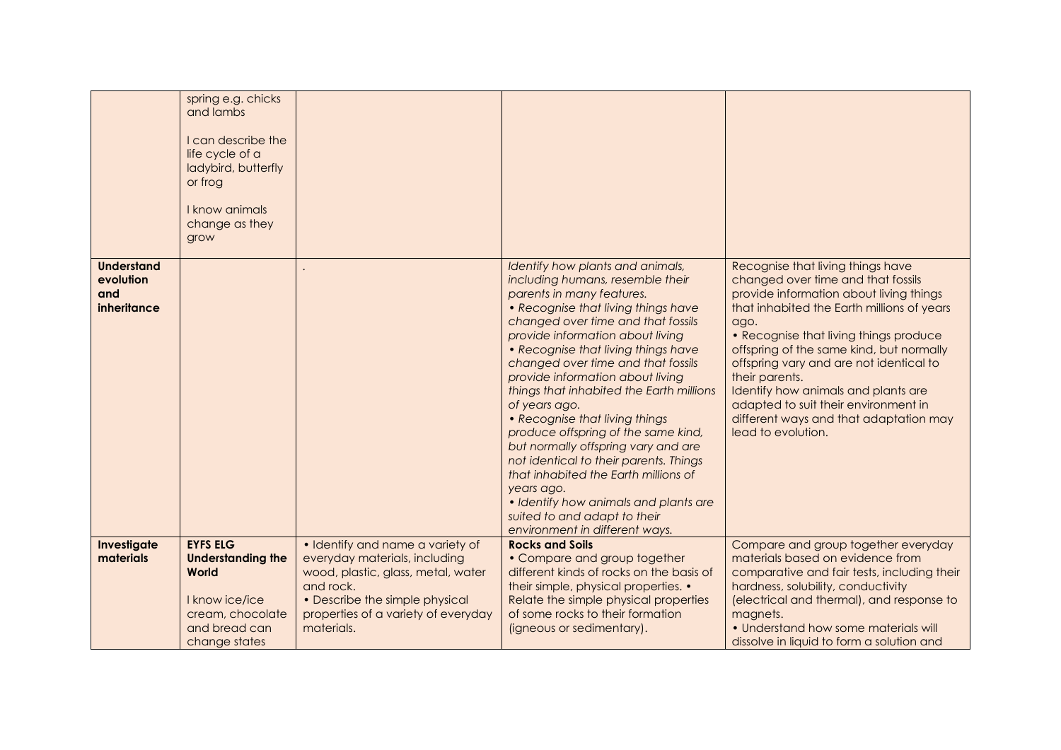| | | | | |
|---|---|---|---|---|
| | spring e.g. chicks and lambs<br><br>I can describe the life cycle of a ladybird, butterfly or frog<br><br>I know animals change as they grow | | | |
| **Understand evolution and inheritance** | | . | *Identify how plants and animals, including humans, resemble their parents in many features.*<br>*• Recognise that living things have changed over time and that fossils provide information about living*<br>*• Recognise that living things have changed over time and that fossils provide information about living things that inhabited the Earth millions of years ago.*<br>*• Recognise that living things produce offspring of the same kind, but normally offspring vary and are not identical to their parents. Things that inhabited the Earth millions of years ago.*<br>*• Identify how animals and plants are suited to and adapt to their environment in different ways.* | Recognise that living things have changed over time and that fossils provide information about living things that inhabited the Earth millions of years ago.<br>• Recognise that living things produce offspring of the same kind, but normally offspring vary and are not identical to their parents.<br>Identify how animals and plants are adapted to suit their environment in different ways and that adaptation may lead to evolution. |
| **Investigate materials** | **EYFS ELG Understanding the World**<br><br>I know ice/ice cream, chocolate and bread can change states | • Identify and name a variety of everyday materials, including wood, plastic, glass, metal, water and rock.<br>• Describe the simple physical properties of a variety of everyday materials. | **Rocks and Soils**<br>• Compare and group together different kinds of rocks on the basis of their simple, physical properties. • Relate the simple physical properties of some rocks to their formation (igneous or sedimentary). | Compare and group together everyday materials based on evidence from comparative and fair tests, including their hardness, solubility, conductivity (electrical and thermal), and response to magnets.<br>• Understand how some materials will dissolve in liquid to form a solution and |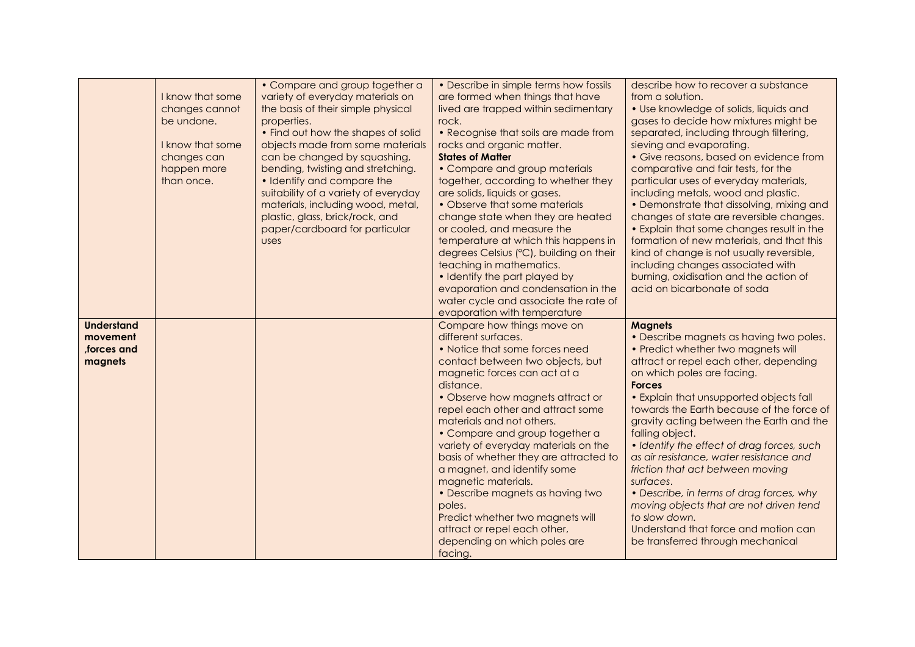| | | | | |
|---|---|---|---|---|
| | I know that some changes cannot be undone.<br><br>I know that some changes can happen more than once. | • Compare and group together a variety of everyday materials on the basis of their simple physical properties.<br>• Find out how the shapes of solid objects made from some materials can be changed by squashing, bending, twisting and stretching.<br>• Identify and compare the suitability of a variety of everyday materials, including wood, metal, plastic, glass, brick/rock, and paper/cardboard for particular uses | • Describe in simple terms how fossils are formed when things that have lived are trapped within sedimentary rock.<br>• Recognise that soils are made from rocks and organic matter.<br>**States of Matter**<br>• Compare and group materials together, according to whether they are solids, liquids or gases.<br>• Observe that some materials change state when they are heated or cooled, and measure the temperature at which this happens in degrees Celsius (°C), building on their teaching in mathematics.<br>• Identify the part played by evaporation and condensation in the water cycle and associate the rate of evaporation with temperature | describe how to recover a substance from a solution.<br>• Use knowledge of solids, liquids and gases to decide how mixtures might be separated, including through filtering, sieving and evaporating.<br>• Give reasons, based on evidence from comparative and fair tests, for the particular uses of everyday materials, including metals, wood and plastic.<br>• Demonstrate that dissolving, mixing and changes of state are reversible changes.<br>• Explain that some changes result in the formation of new materials, and that this kind of change is not usually reversible, including changes associated with burning, oxidisation and the action of acid on bicarbonate of soda |
| **Understand movement ,forces and magnets** | | | Compare how things move on different surfaces.<br>• Notice that some forces need contact between two objects, but magnetic forces can act at a distance.<br>• Observe how magnets attract or repel each other and attract some materials and not others.<br>• Compare and group together a variety of everyday materials on the basis of whether they are attracted to a magnet, and identify some magnetic materials.<br>• Describe magnets as having two poles.<br>Predict whether two magnets will attract or repel each other, depending on which poles are facing. | **Magnets**<br>• Describe magnets as having two poles.<br>• Predict whether two magnets will attract or repel each other, depending on which poles are facing.<br>**Forces**<br>• Explain that unsupported objects fall towards the Earth because of the force of gravity acting between the Earth and the falling object.<br>*• Identify the effect of drag forces, such as air resistance, water resistance and friction that act between moving surfaces.*<br>*• Describe, in terms of drag forces, why moving objects that are not driven tend to slow down.*<br>Understand that force and motion can be transferred through mechanical |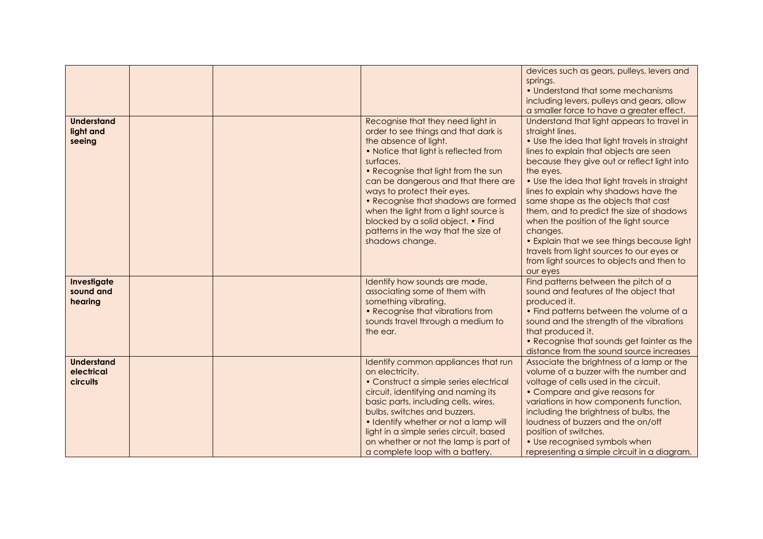| | | | | |
|---|---|---|---|---|
| | | | | devices such as gears, pulleys, levers and springs.<br>• Understand that some mechanisms including levers, pulleys and gears, allow a smaller force to have a greater effect. |
| **Understand light and seeing** | | | Recognise that they need light in order to see things and that dark is the absence of light.<br>• Notice that light is reflected from surfaces.<br>• Recognise that light from the sun can be dangerous and that there are ways to protect their eyes.<br>• Recognise that shadows are formed when the light from a light source is blocked by a solid object. • Find patterns in the way that the size of shadows change. | Understand that light appears to travel in straight lines.<br>• Use the idea that light travels in straight lines to explain that objects are seen because they give out or reflect light into the eyes.<br>• Use the idea that light travels in straight lines to explain why shadows have the same shape as the objects that cast them, and to predict the size of shadows when the position of the light source changes.<br>• Explain that we see things because light travels from light sources to our eyes or from light sources to objects and then to our eyes |
| **Investigate sound and hearing** | | | Identify how sounds are made, associating some of them with something vibrating.<br>• Recognise that vibrations from sounds travel through a medium to the ear. | Find patterns between the pitch of a sound and features of the object that produced it.<br>• Find patterns between the volume of a sound and the strength of the vibrations that produced it.<br>• Recognise that sounds get fainter as the distance from the sound source increases |
| **Understand electrical circuits** | | | Identify common appliances that run on electricity.<br>• Construct a simple series electrical circuit, identifying and naming its basic parts, including cells, wires, bulbs, switches and buzzers.<br>• Identify whether or not a lamp will light in a simple series circuit, based on whether or not the lamp is part of a complete loop with a battery. | Associate the brightness of a lamp or the volume of a buzzer with the number and voltage of cells used in the circuit.<br>• Compare and give reasons for variations in how components function, including the brightness of bulbs, the loudness of buzzers and the on/off position of switches.<br>• Use recognised symbols when representing a simple circuit in a diagram. |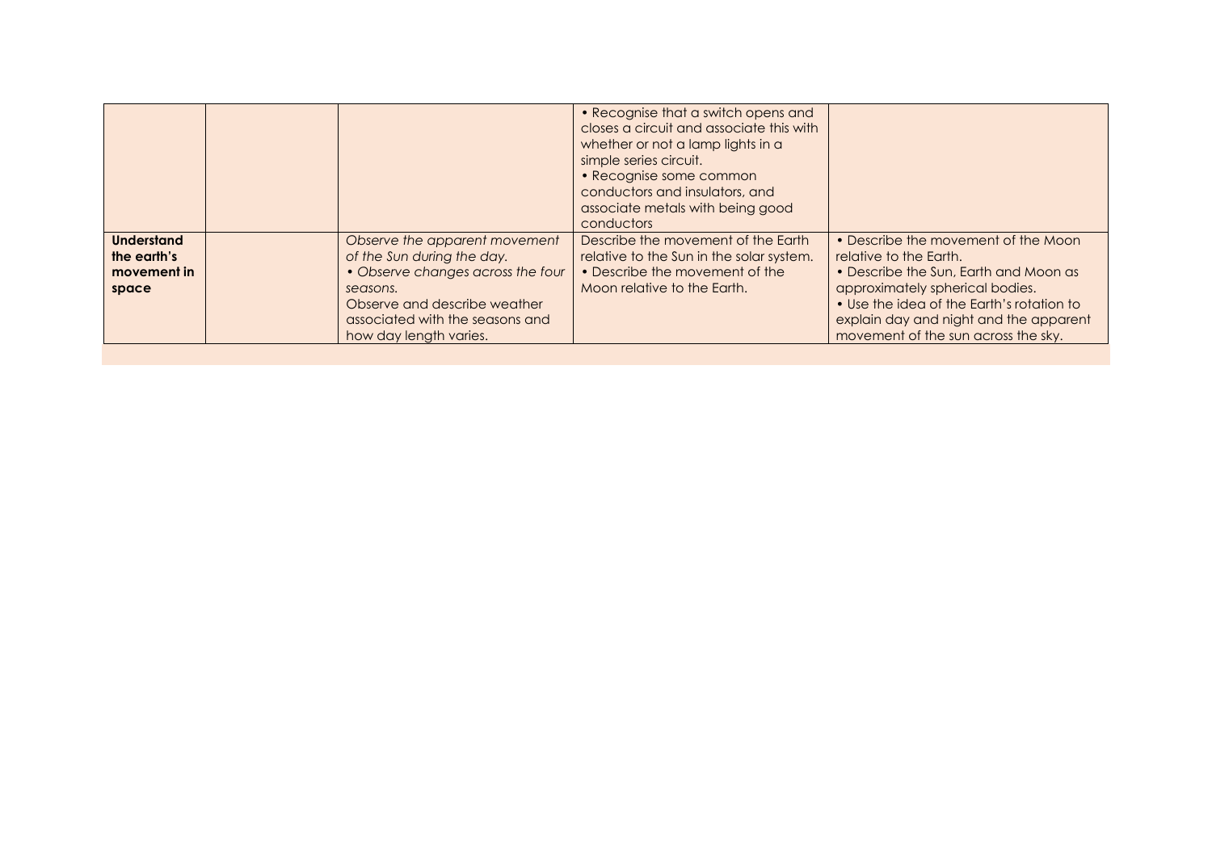| | | | | |
|---|---|---|---|---|
| | | | • Recognise that a switch opens and closes a circuit and associate this with whether or not a lamp lights in a simple series circuit.<br>• Recognise some common conductors and insulators, and associate metals with being good conductors | |
| **Understand the earth's movement in space** | | *Observe the apparent movement of the Sun during the day.*<br>*• Observe changes across the four seasons.*<br>Observe and describe weather associated with the seasons and how day length varies. | Describe the movement of the Earth relative to the Sun in the solar system.<br>• Describe the movement of the Moon relative to the Earth. | • Describe the movement of the Moon relative to the Earth.<br>• Describe the Sun, Earth and Moon as approximately spherical bodies.<br>• Use the idea of the Earth's rotation to explain day and night and the apparent movement of the sun across the sky. |